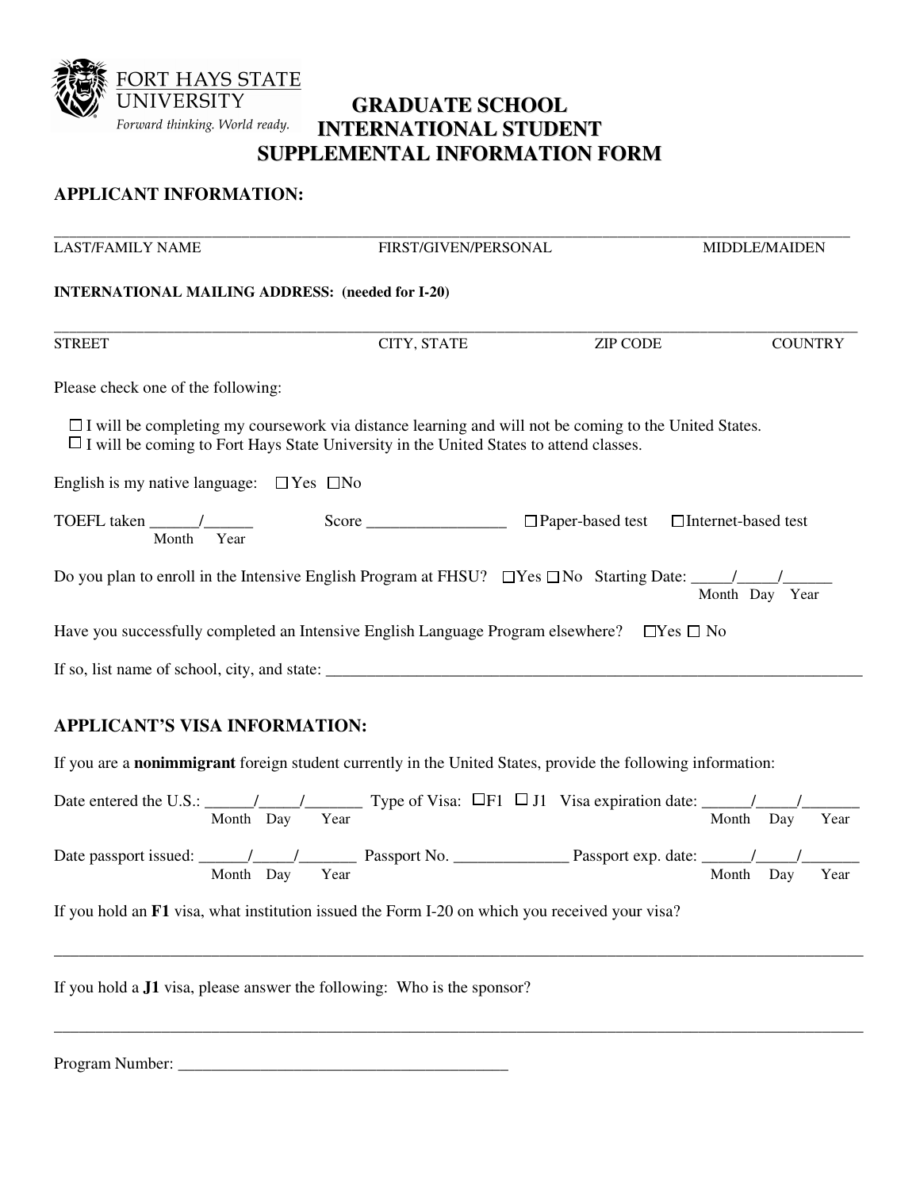FORT HAYS STATE UNIVERSITY

*Forward thinking. World ready.*

# GRADUATE SCHOOL INTERNATIONAL STUDENT SUPPLEMENTAL INFORMATION FORM

## APPLICANT INFORMATION:

_______________________________________________________________________________

LAST/FAMILY NAME                    FIRST/GIVEN/PERSONAL                    MIDDLE/MAIDEN

**INTERNATIONAL MAILING ADDRESS: (needed for I-20)**

_______________________________________________________________________________

STREET                    CITY, STATE                    ZIP CODE                    COUNTRY

Please check one of the following:

☐ I will be completing my coursework via distance learning and will not be coming to the United States.
☐ I will be coming to Fort Hays State University in the United States to attend classes.

English is my native language: ☐Yes ☐No

TOEFL taken ______/______ (Month / Year)     Score _________________     ☐Paper-based test     ☐Internet-based test

Do you plan to enroll in the Intensive English Program at FHSU? ☐Yes ☐No   Starting Date: _____/_____/______ (Month / Day / Year)

Have you successfully completed an Intensive English Language Program elsewhere? ☐Yes ☐ No

If so, list name of school, city, and state: ___________________________________________________

## APPLICANT'S VISA INFORMATION:

If you are a **nonimmigrant** foreign student currently in the United States, provide the following information:

Date entered the U.S.: ______/_____/_______ (Month / Day / Year)   Type of Visa: ☐F1 ☐ J1   Visa expiration date: ______/_____/_______ (Month / Day / Year)

Date passport issued: ______/_____/_______ (Month / Day / Year)   Passport No. ______________   Passport exp. date: ______/_____/_______ (Month / Day / Year)

If you hold an **F1** visa, what institution issued the Form I-20 on which you received your visa?

_______________________________________________________________________________

If you hold a **J1** visa, please answer the following: Who is the sponsor?

_______________________________________________________________________________

Program Number: _________________________________________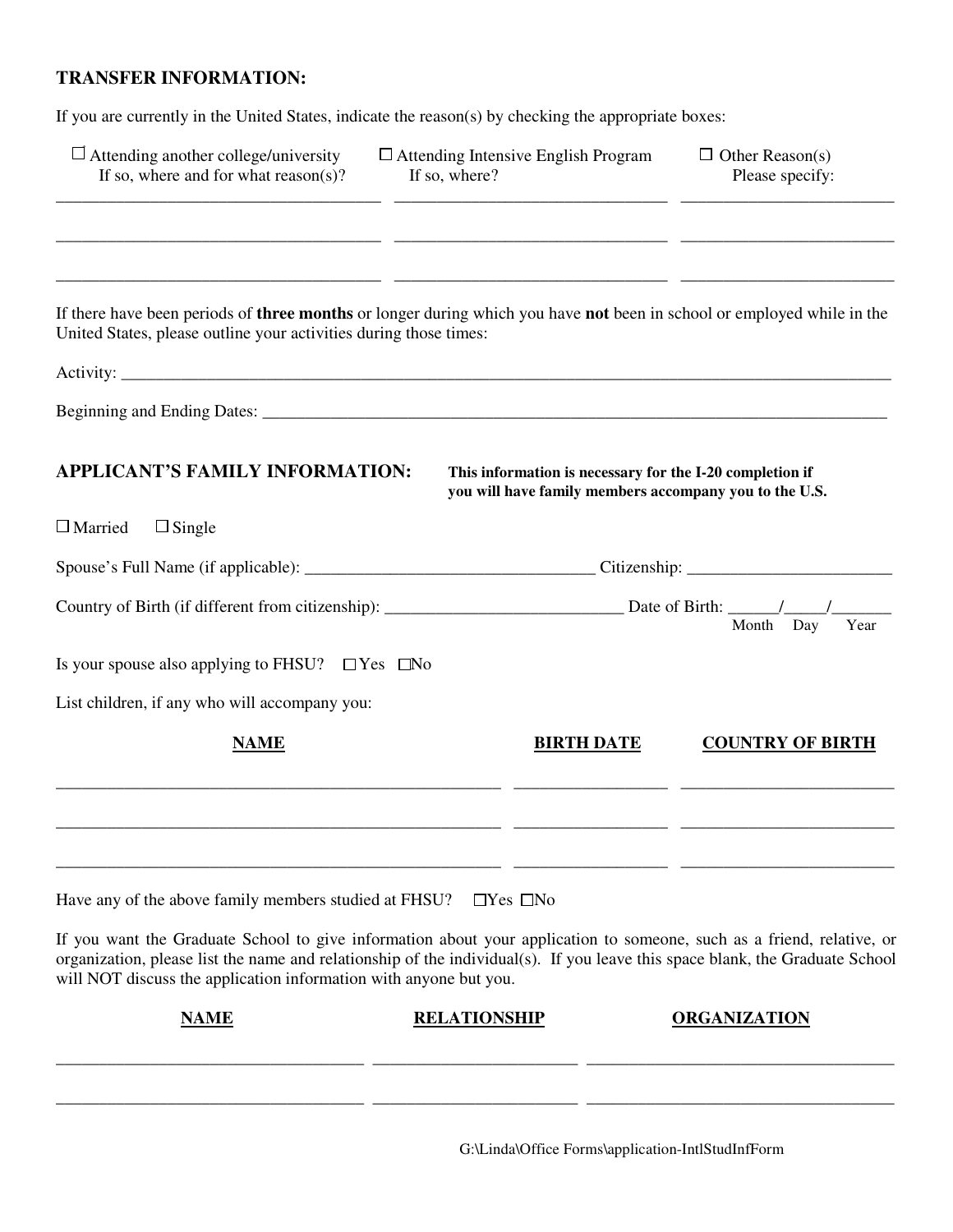## TRANSFER INFORMATION:

If you are currently in the United States, indicate the reason(s) by checking the appropriate boxes:

| ☐ Attending another college/university If so, where and for what reason(s)? | ☐ Attending Intensive English Program If so, where? | ☐ Other Reason(s) Please specify: |
|---|---|---|
| ______________________ | ______________________ | ______________________ |
| ______________________ | ______________________ | ______________________ |
| ______________________ | ______________________ | ______________________ |

If there have been periods of **three months** or longer during which you have **not** been in school or employed while in the United States, please outline your activities during those times:

Activity: ______________________________________________

Beginning and Ending Dates: ______________________________________________

## APPLICANT'S FAMILY INFORMATION:

**This information is necessary for the I-20 completion if you will have family members accompany you to the U.S.**

☐ Married ☐ Single

Spouse's Full Name (if applicable): ______________________ Citizenship: ______________________

Country of Birth (if different from citizenship): ______________________ Date of Birth: ____/____/____ (Month Day Year)

Is your spouse also applying to FHSU? ☐ Yes ☐ No

List children, if any who will accompany you:

| NAME | BIRTH DATE | COUNTRY OF BIRTH |
|---|---|---|
| ______________________ | ______________ | ______________________ |
| ______________________ | ______________ | ______________________ |
| ______________________ | ______________ | ______________________ |

Have any of the above family members studied at FHSU? ☐ Yes ☐ No

If you want the Graduate School to give information about your application to someone, such as a friend, relative, or organization, please list the name and relationship of the individual(s). If you leave this space blank, the Graduate School will NOT discuss the application information with anyone but you.

| NAME | RELATIONSHIP | ORGANIZATION |
|---|---|---|
| ______________________ | ______________________ | ______________________ |
| ______________________ | ______________________ | ______________________ |

G:\Linda\Office Forms\application-IntlStudInfForm